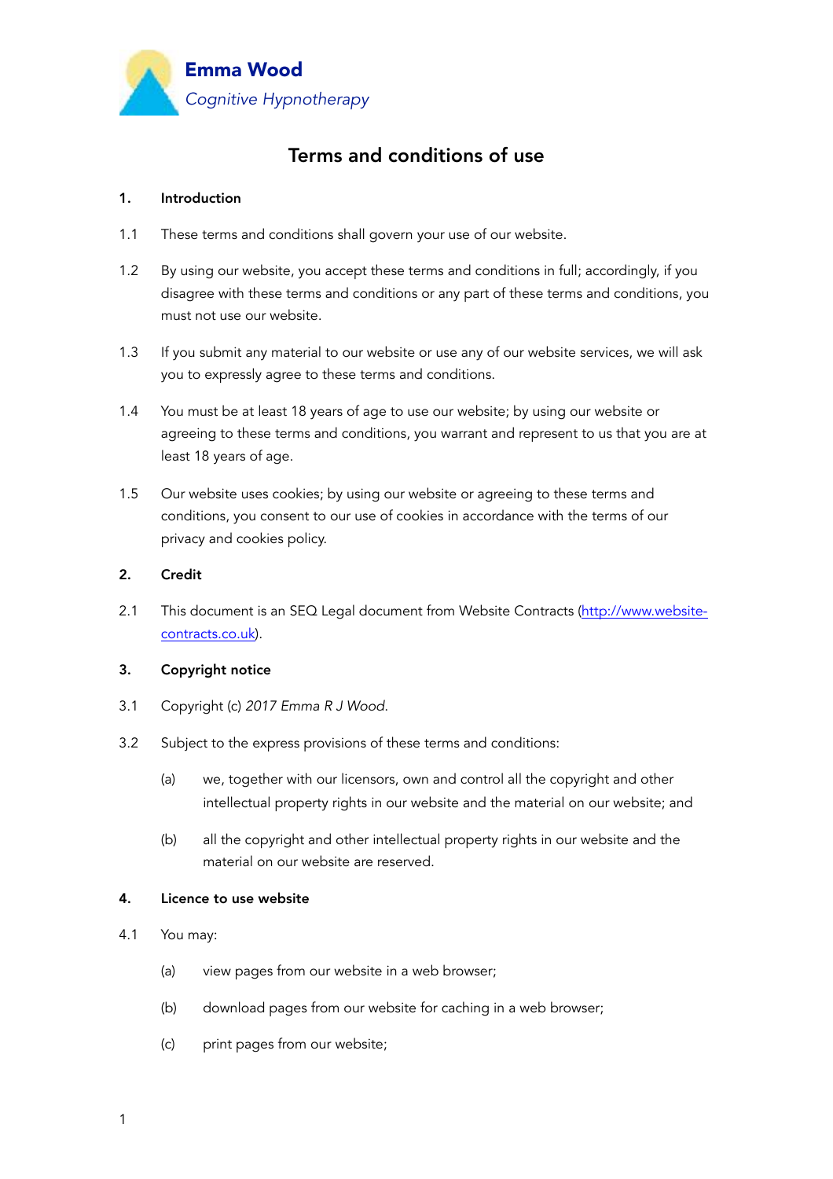**Emma Wood**
*Cognitive Hypnotherapy*

# Terms and conditions of use

## 1. Introduction

1.1 These terms and conditions shall govern your use of our website.

1.2 By using our website, you accept these terms and conditions in full; accordingly, if you disagree with these terms and conditions or any part of these terms and conditions, you must not use our website.

1.3 If you submit any material to our website or use any of our website services, we will ask you to expressly agree to these terms and conditions.

1.4 You must be at least 18 years of age to use our website; by using our website or agreeing to these terms and conditions, you warrant and represent to us that you are at least 18 years of age.

1.5 Our website uses cookies; by using our website or agreeing to these terms and conditions, you consent to our use of cookies in accordance with the terms of our privacy and cookies policy.

## 2. Credit

2.1 This document is an SEQ Legal document from Website Contracts ([http://www.website-contracts.co.uk](http://www.website-contracts.co.uk)).

## 3. Copyright notice

3.1 Copyright (c) *2017 Emma R J Wood*.

3.2 Subject to the express provisions of these terms and conditions:

(a) we, together with our licensors, own and control all the copyright and other intellectual property rights in our website and the material on our website; and

(b) all the copyright and other intellectual property rights in our website and the material on our website are reserved.

## 4. Licence to use website

4.1 You may:

(a) view pages from our website in a web browser;

(b) download pages from our website for caching in a web browser;

(c) print pages from our website;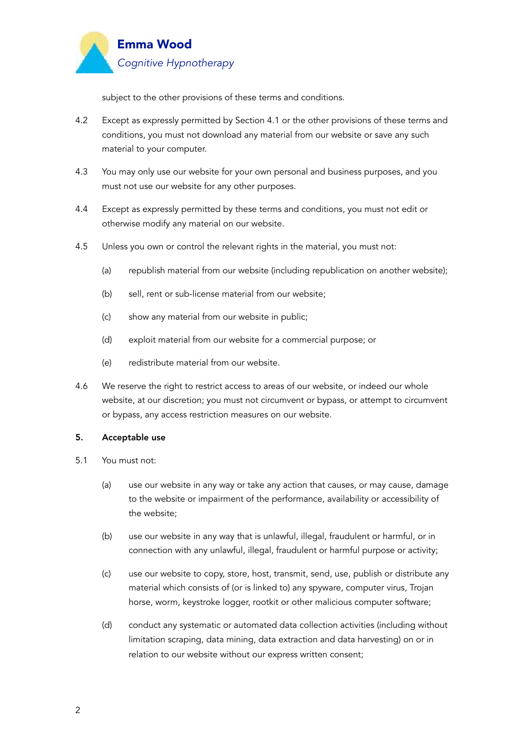subject to the other provisions of these terms and conditions.

4.2 Except as expressly permitted by Section 4.1 or the other provisions of these terms and conditions, you must not download any material from our website or save any such material to your computer.

4.3 You may only use our website for your own personal and business purposes, and you must not use our website for any other purposes.

4.4 Except as expressly permitted by these terms and conditions, you must not edit or otherwise modify any material on our website.

4.5 Unless you own or control the relevant rights in the material, you must not:

(a) republish material from our website (including republication on another website);

(b) sell, rent or sub-license material from our website;

(c) show any material from our website in public;

(d) exploit material from our website for a commercial purpose; or

(e) redistribute material from our website.

4.6 We reserve the right to restrict access to areas of our website, or indeed our whole website, at our discretion; you must not circumvent or bypass, or attempt to circumvent or bypass, any access restriction measures on our website.

**5. Acceptable use**

5.1 You must not:

(a) use our website in any way or take any action that causes, or may cause, damage to the website or impairment of the performance, availability or accessibility of the website;

(b) use our website in any way that is unlawful, illegal, fraudulent or harmful, or in connection with any unlawful, illegal, fraudulent or harmful purpose or activity;

(c) use our website to copy, store, host, transmit, send, use, publish or distribute any material which consists of (or is linked to) any spyware, computer virus, Trojan horse, worm, keystroke logger, rootkit or other malicious computer software;

(d) conduct any systematic or automated data collection activities (including without limitation scraping, data mining, data extraction and data harvesting) on or in relation to our website without our express written consent;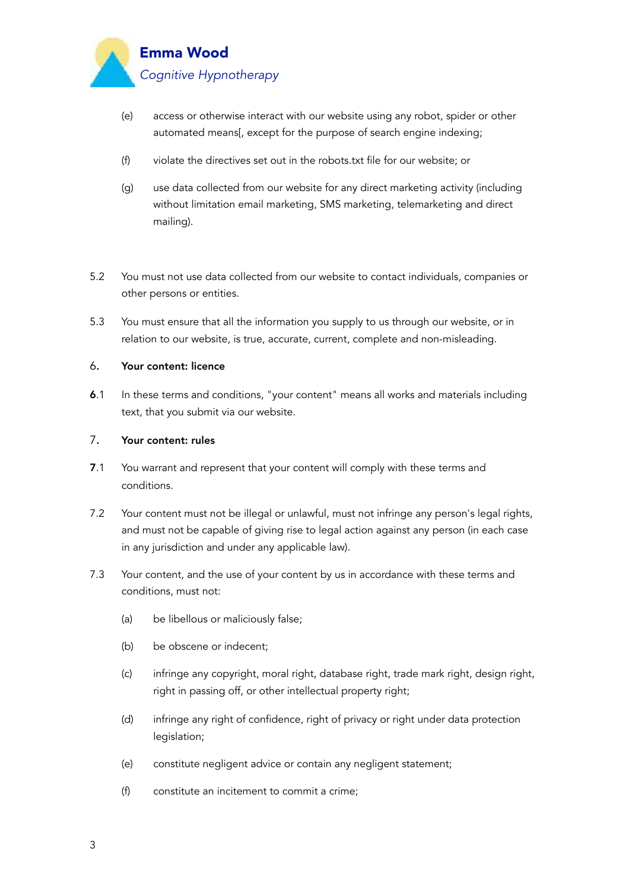(e) access or otherwise interact with our website using any robot, spider or other automated means[, except for the purpose of search engine indexing;

(f) violate the directives set out in the robots.txt file for our website; or

(g) use data collected from our website for any direct marketing activity (including without limitation email marketing, SMS marketing, telemarketing and direct mailing).

5.2 You must not use data collected from our website to contact individuals, companies or other persons or entities.

5.3 You must ensure that all the information you supply to us through our website, or in relation to our website, is true, accurate, current, complete and non-misleading.

## 6. Your content: licence

6.1 In these terms and conditions, "your content" means all works and materials including text, that you submit via our website.

## 7. Your content: rules

7.1 You warrant and represent that your content will comply with these terms and conditions.

7.2 Your content must not be illegal or unlawful, must not infringe any person's legal rights, and must not be capable of giving rise to legal action against any person (in each case in any jurisdiction and under any applicable law).

7.3 Your content, and the use of your content by us in accordance with these terms and conditions, must not:

(a) be libellous or maliciously false;

(b) be obscene or indecent;

(c) infringe any copyright, moral right, database right, trade mark right, design right, right in passing off, or other intellectual property right;

(d) infringe any right of confidence, right of privacy or right under data protection legislation;

(e) constitute negligent advice or contain any negligent statement;

(f) constitute an incitement to commit a crime;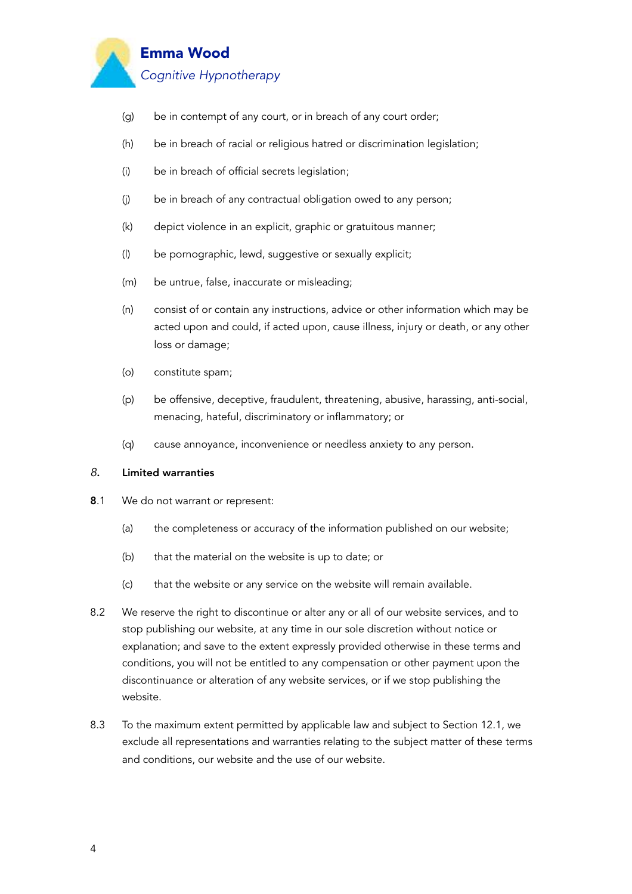(g) be in contempt of any court, or in breach of any court order;

(h) be in breach of racial or religious hatred or discrimination legislation;

(i) be in breach of official secrets legislation;

(j) be in breach of any contractual obligation owed to any person;

(k) depict violence in an explicit, graphic or gratuitous manner;

(l) be pornographic, lewd, suggestive or sexually explicit;

(m) be untrue, false, inaccurate or misleading;

(n) consist of or contain any instructions, advice or other information which may be acted upon and could, if acted upon, cause illness, injury or death, or any other loss or damage;

(o) constitute spam;

(p) be offensive, deceptive, fraudulent, threatening, abusive, harassing, anti-social, menacing, hateful, discriminatory or inflammatory; or

(q) cause annoyance, inconvenience or needless anxiety to any person.

## 8. Limited warranties

**8**.1 We do not warrant or represent:

(a) the completeness or accuracy of the information published on our website;

(b) that the material on the website is up to date; or

(c) that the website or any service on the website will remain available.

8.2 We reserve the right to discontinue or alter any or all of our website services, and to stop publishing our website, at any time in our sole discretion without notice or explanation; and save to the extent expressly provided otherwise in these terms and conditions, you will not be entitled to any compensation or other payment upon the discontinuance or alteration of any website services, or if we stop publishing the website.

8.3 To the maximum extent permitted by applicable law and subject to Section 12.1, we exclude all representations and warranties relating to the subject matter of these terms and conditions, our website and the use of our website.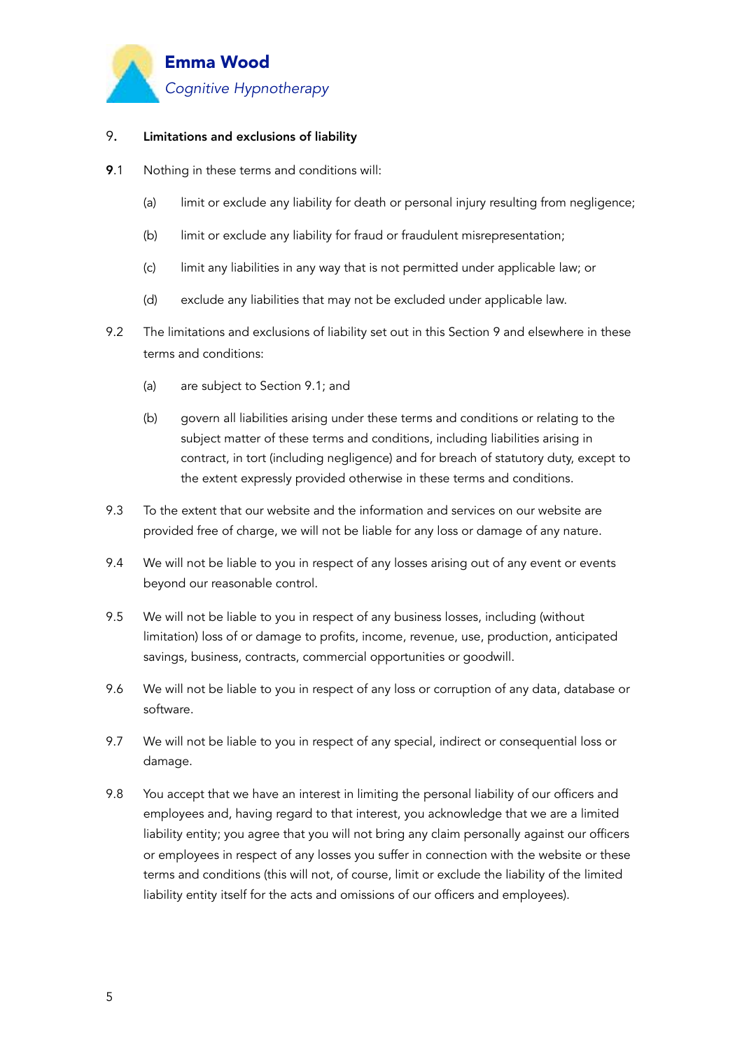## 9. Limitations and exclusions of liability

**9**.1 Nothing in these terms and conditions will:

(a) limit or exclude any liability for death or personal injury resulting from negligence;

(b) limit or exclude any liability for fraud or fraudulent misrepresentation;

(c) limit any liabilities in any way that is not permitted under applicable law; or

(d) exclude any liabilities that may not be excluded under applicable law.

9.2 The limitations and exclusions of liability set out in this Section 9 and elsewhere in these terms and conditions:

(a) are subject to Section 9.1; and

(b) govern all liabilities arising under these terms and conditions or relating to the subject matter of these terms and conditions, including liabilities arising in contract, in tort (including negligence) and for breach of statutory duty, except to the extent expressly provided otherwise in these terms and conditions.

9.3 To the extent that our website and the information and services on our website are provided free of charge, we will not be liable for any loss or damage of any nature.

9.4 We will not be liable to you in respect of any losses arising out of any event or events beyond our reasonable control.

9.5 We will not be liable to you in respect of any business losses, including (without limitation) loss of or damage to profits, income, revenue, use, production, anticipated savings, business, contracts, commercial opportunities or goodwill.

9.6 We will not be liable to you in respect of any loss or corruption of any data, database or software.

9.7 We will not be liable to you in respect of any special, indirect or consequential loss or damage.

9.8 You accept that we have an interest in limiting the personal liability of our officers and employees and, having regard to that interest, you acknowledge that we are a limited liability entity; you agree that you will not bring any claim personally against our officers or employees in respect of any losses you suffer in connection with the website or these terms and conditions (this will not, of course, limit or exclude the liability of the limited liability entity itself for the acts and omissions of our officers and employees).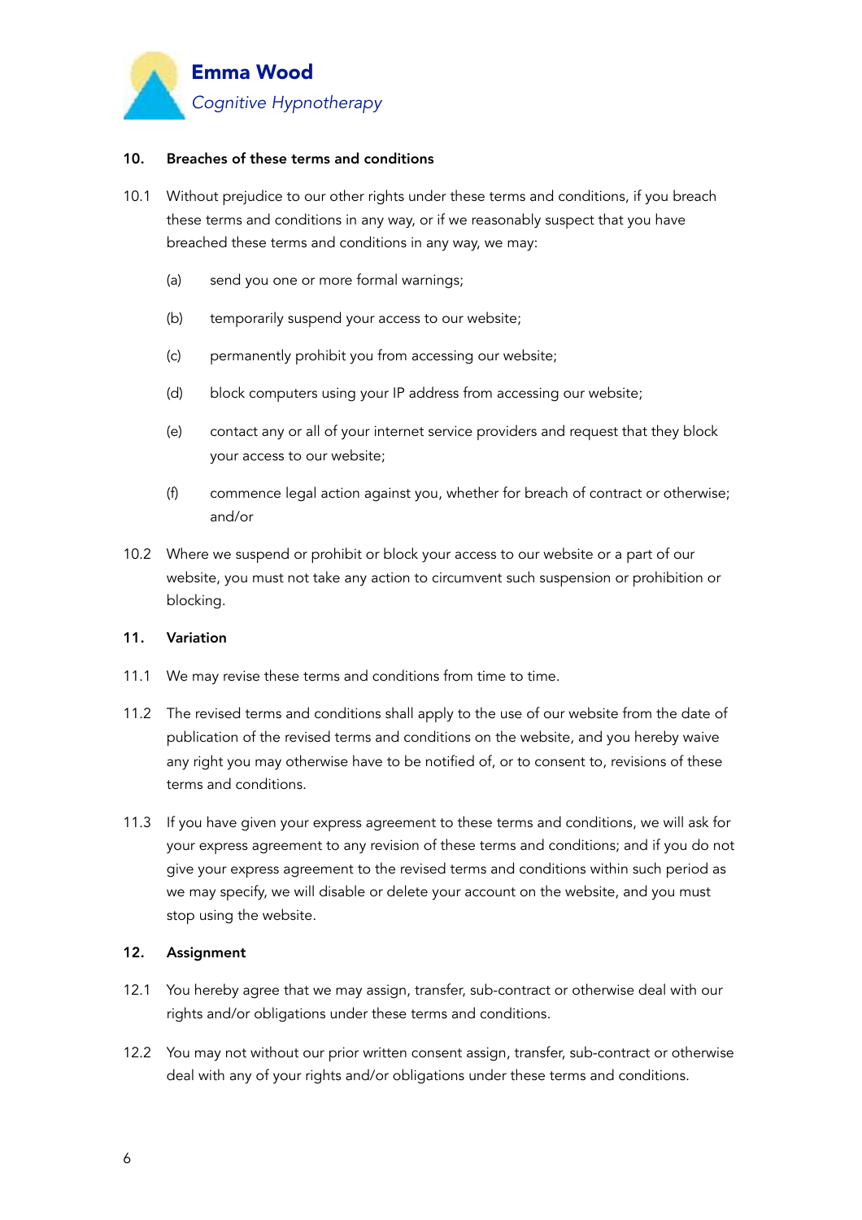## 10. Breaches of these terms and conditions

10.1 Without prejudice to our other rights under these terms and conditions, if you breach these terms and conditions in any way, or if we reasonably suspect that you have breached these terms and conditions in any way, we may:

(a) send you one or more formal warnings;

(b) temporarily suspend your access to our website;

(c) permanently prohibit you from accessing our website;

(d) block computers using your IP address from accessing our website;

(e) contact any or all of your internet service providers and request that they block your access to our website;

(f) commence legal action against you, whether for breach of contract or otherwise; and/or

10.2 Where we suspend or prohibit or block your access to our website or a part of our website, you must not take any action to circumvent such suspension or prohibition or blocking.

## 11. Variation

11.1 We may revise these terms and conditions from time to time.

11.2 The revised terms and conditions shall apply to the use of our website from the date of publication of the revised terms and conditions on the website, and you hereby waive any right you may otherwise have to be notified of, or to consent to, revisions of these terms and conditions.

11.3 If you have given your express agreement to these terms and conditions, we will ask for your express agreement to any revision of these terms and conditions; and if you do not give your express agreement to the revised terms and conditions within such period as we may specify, we will disable or delete your account on the website, and you must stop using the website.

## 12. Assignment

12.1 You hereby agree that we may assign, transfer, sub-contract or otherwise deal with our rights and/or obligations under these terms and conditions.

12.2 You may not without our prior written consent assign, transfer, sub-contract or otherwise deal with any of your rights and/or obligations under these terms and conditions.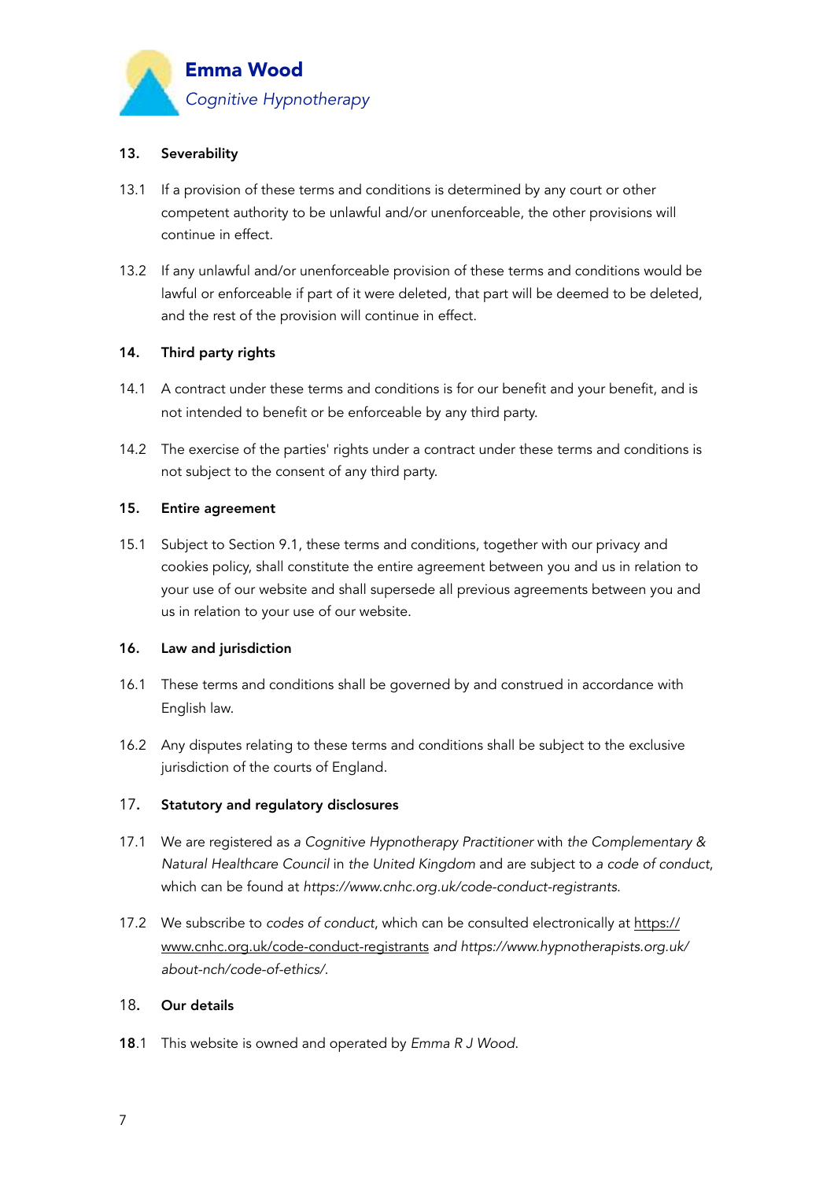## 13. Severability

13.1 If a provision of these terms and conditions is determined by any court or other competent authority to be unlawful and/or unenforceable, the other provisions will continue in effect.

13.2 If any unlawful and/or unenforceable provision of these terms and conditions would be lawful or enforceable if part of it were deleted, that part will be deemed to be deleted, and the rest of the provision will continue in effect.

## 14. Third party rights

14.1 A contract under these terms and conditions is for our benefit and your benefit, and is not intended to benefit or be enforceable by any third party.

14.2 The exercise of the parties' rights under a contract under these terms and conditions is not subject to the consent of any third party.

## 15. Entire agreement

15.1 Subject to Section 9.1, these terms and conditions, together with our privacy and cookies policy, shall constitute the entire agreement between you and us in relation to your use of our website and shall supersede all previous agreements between you and us in relation to your use of our website.

## 16. Law and jurisdiction

16.1 These terms and conditions shall be governed by and construed in accordance with English law.

16.2 Any disputes relating to these terms and conditions shall be subject to the exclusive jurisdiction of the courts of England.

## 17. Statutory and regulatory disclosures

17.1 We are registered as *a Cognitive Hypnotherapy Practitioner* with *the Complementary & Natural Healthcare Council* in *the United Kingdom* and are subject to *a code of conduct*, which can be found at *https://www.cnhc.org.uk/code-conduct-registrants*.

17.2 We subscribe to *codes of conduct*, which can be consulted electronically at https://www.cnhc.org.uk/code-conduct-registrants *and https://www.hypnotherapists.org.uk/about-nch/code-of-ethics/*.

## 18. Our details

**18**.1 This website is owned and operated by *Emma R J Wood*.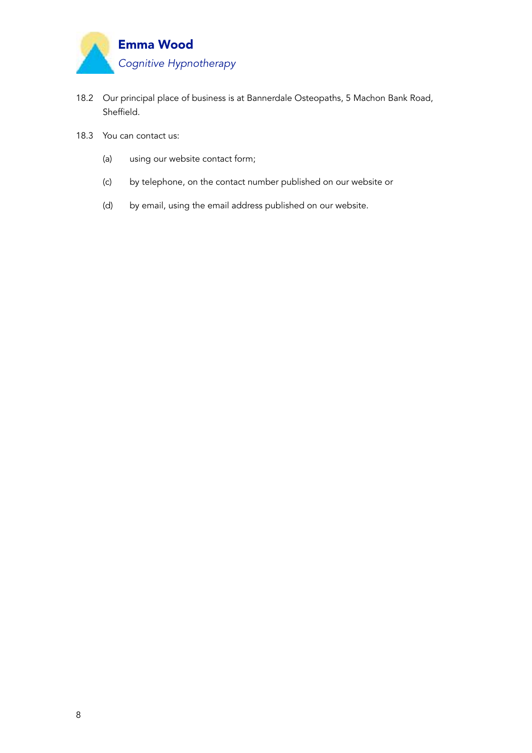18.2 Our principal place of business is at Bannerdale Osteopaths, 5 Machon Bank Road, Sheffield.

18.3 You can contact us:

(a) using our website contact form;

(c) by telephone, on the contact number published on our website or

(d) by email, using the email address published on our website.